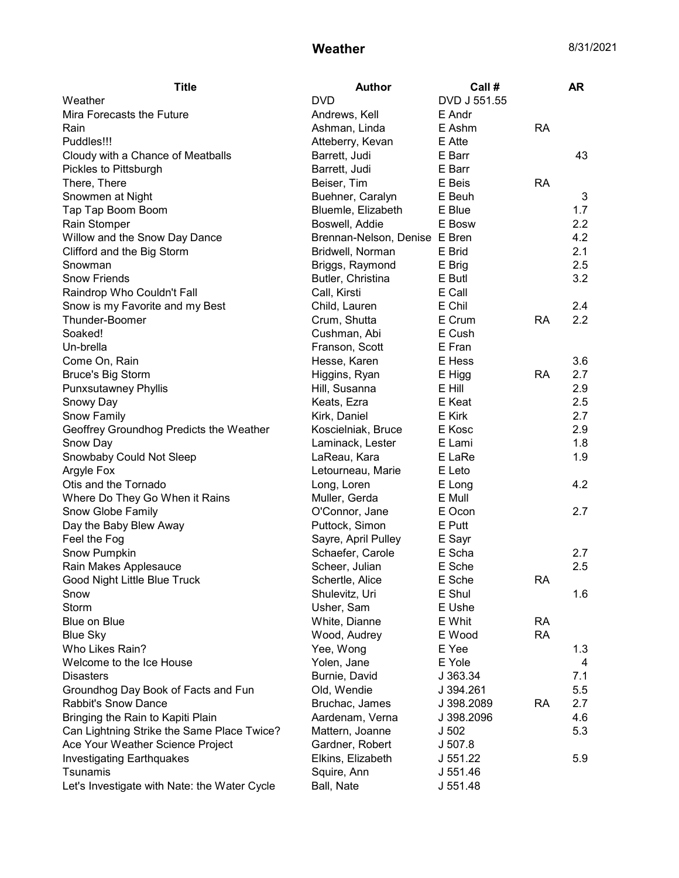# Weather

8/31/2021

| Title | Author | Call # | | AR |
|---|---|---|---|---|
| Weather | DVD | DVD J 551.55 | | |
| Mira Forecasts the Future | Andrews, Kell | E Andr | | |
| Rain | Ashman, Linda | E Ashm | RA | |
| Puddles!!! | Atteberry, Kevan | E Atte | | |
| Cloudy with a Chance of Meatballs | Barrett, Judi | E Barr | | 43 |
| Pickles to Pittsburgh | Barrett, Judi | E Barr | | |
| There, There | Beiser, Tim | E Beis | RA | |
| Snowmen at Night | Buehner, Caralyn | E Beuh | | 3 |
| Tap Tap Boom Boom | Bluemle, Elizabeth | E Blue | | 1.7 |
| Rain Stomper | Boswell, Addie | E Bosw | | 2.2 |
| Willow and the Snow Day Dance | Brennan-Nelson, Denise | E Bren | | 4.2 |
| Clifford and the Big Storm | Bridwell, Norman | E Brid | | 2.1 |
| Snowman | Briggs, Raymond | E Brig | | 2.5 |
| Snow Friends | Butler, Christina | E Butl | | 3.2 |
| Raindrop Who Couldn't Fall | Call, Kirsti | E Call | | |
| Snow is my Favorite and my Best | Child, Lauren | E Chil | | 2.4 |
| Thunder-Boomer | Crum, Shutta | E Crum | RA | 2.2 |
| Soaked! | Cushman, Abi | E Cush | | |
| Un-brella | Franson, Scott | E Fran | | |
| Come On, Rain | Hesse, Karen | E Hess | | 3.6 |
| Bruce's Big Storm | Higgins, Ryan | E Higg | RA | 2.7 |
| Punxsutawney Phyllis | Hill, Susanna | E Hill | | 2.9 |
| Snowy Day | Keats, Ezra | E Keat | | 2.5 |
| Snow Family | Kirk, Daniel | E Kirk | | 2.7 |
| Geoffrey Groundhog Predicts the Weather | Koscielniak, Bruce | E Kosc | | 2.9 |
| Snow Day | Laminack, Lester | E Lami | | 1.8 |
| Snowbaby Could Not Sleep | LaReau, Kara | E LaRe | | 1.9 |
| Argyle Fox | Letourneau, Marie | E Leto | | |
| Otis and the Tornado | Long, Loren | E Long | | 4.2 |
| Where Do They Go When it Rains | Muller, Gerda | E Mull | | |
| Snow Globe Family | O'Connor, Jane | E Ocon | | 2.7 |
| Day the Baby Blew Away | Puttock, Simon | E Putt | | |
| Feel the Fog | Sayre, April Pulley | E Sayr | | |
| Snow Pumpkin | Schaefer, Carole | E Scha | | 2.7 |
| Rain Makes Applesauce | Scheer, Julian | E Sche | | 2.5 |
| Good Night Little Blue Truck | Schertle, Alice | E Sche | RA | |
| Snow | Shulevitz, Uri | E Shul | | 1.6 |
| Storm | Usher, Sam | E Ushe | | |
| Blue on Blue | White, Dianne | E Whit | RA | |
| Blue Sky | Wood, Audrey | E Wood | RA | |
| Who Likes Rain? | Yee, Wong | E Yee | | 1.3 |
| Welcome to the Ice House | Yolen, Jane | E Yole | | 4 |
| Disasters | Burnie, David | J 363.34 | | 7.1 |
| Groundhog Day Book of Facts and Fun | Old, Wendie | J 394.261 | | 5.5 |
| Rabbit's Snow Dance | Bruchac, James | J 398.2089 | RA | 2.7 |
| Bringing the Rain to Kapiti Plain | Aardenam, Verna | J 398.2096 | | 4.6 |
| Can Lightning Strike the Same Place Twice? | Mattern, Joanne | J 502 | | 5.3 |
| Ace Your Weather Science Project | Gardner, Robert | J 507.8 | | |
| Investigating Earthquakes | Elkins, Elizabeth | J 551.22 | | 5.9 |
| Tsunamis | Squire, Ann | J 551.46 | | |
| Let's Investigate with Nate: the Water Cycle | Ball, Nate | J 551.48 | | |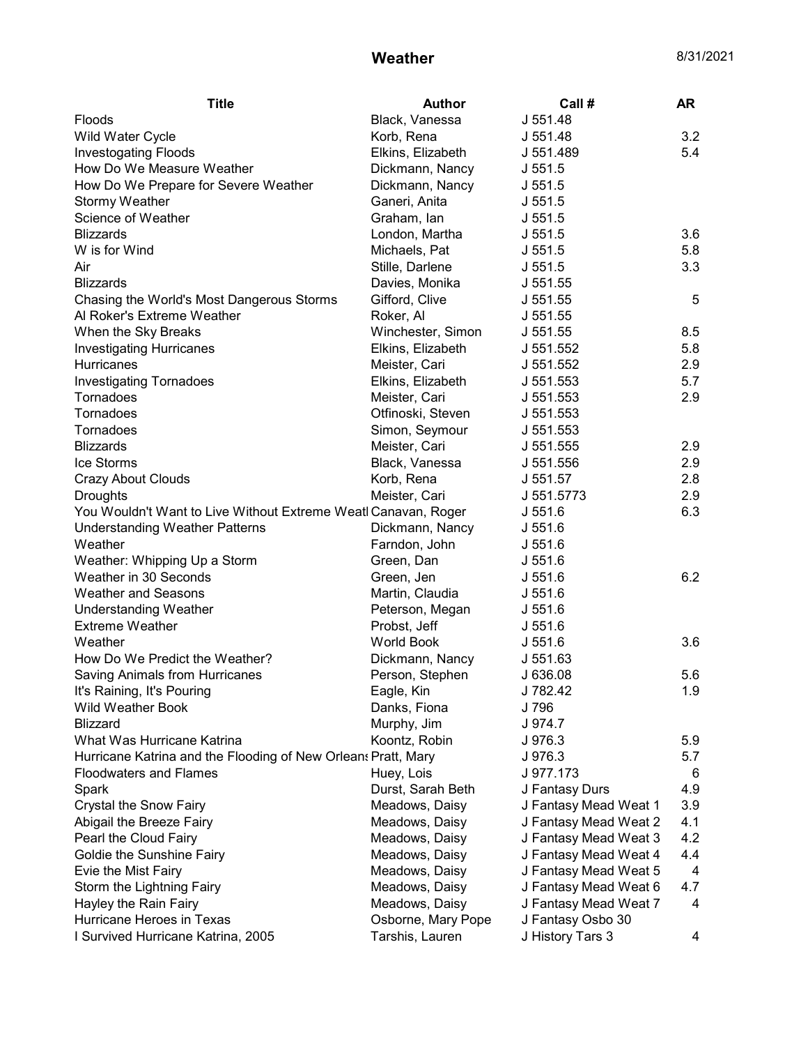# Weather

8/31/2021

| Title | Author | Call # | AR |
|---|---|---|---|
| Floods | Black, Vanessa | J 551.48 | |
| Wild Water Cycle | Korb, Rena | J 551.48 | 3.2 |
| Investogating Floods | Elkins, Elizabeth | J 551.489 | 5.4 |
| How Do We Measure Weather | Dickmann, Nancy | J 551.5 | |
| How Do We Prepare for Severe Weather | Dickmann, Nancy | J 551.5 | |
| Stormy Weather | Ganeri, Anita | J 551.5 | |
| Science of Weather | Graham, Ian | J 551.5 | |
| Blizzards | London, Martha | J 551.5 | 3.6 |
| W is for Wind | Michaels, Pat | J 551.5 | 5.8 |
| Air | Stille, Darlene | J 551.5 | 3.3 |
| Blizzards | Davies, Monika | J 551.55 | |
| Chasing the World's Most Dangerous Storms | Gifford, Clive | J 551.55 | 5 |
| Al Roker's Extreme Weather | Roker, Al | J 551.55 | |
| When the Sky Breaks | Winchester, Simon | J 551.55 | 8.5 |
| Investigating Hurricanes | Elkins, Elizabeth | J 551.552 | 5.8 |
| Hurricanes | Meister, Cari | J 551.552 | 2.9 |
| Investigating Tornadoes | Elkins, Elizabeth | J 551.553 | 5.7 |
| Tornadoes | Meister, Cari | J 551.553 | 2.9 |
| Tornadoes | Otfinoski, Steven | J 551.553 | |
| Tornadoes | Simon, Seymour | J 551.553 | |
| Blizzards | Meister, Cari | J 551.555 | 2.9 |
| Ice Storms | Black, Vanessa | J 551.556 | 2.9 |
| Crazy About Clouds | Korb, Rena | J 551.57 | 2.8 |
| Droughts | Meister, Cari | J 551.5773 | 2.9 |
| You Wouldn't Want to Live Without Extreme Weatl | Canavan, Roger | J 551.6 | 6.3 |
| Understanding Weather Patterns | Dickmann, Nancy | J 551.6 | |
| Weather | Farndon, John | J 551.6 | |
| Weather: Whipping Up a Storm | Green, Dan | J 551.6 | |
| Weather in 30 Seconds | Green, Jen | J 551.6 | 6.2 |
| Weather and Seasons | Martin, Claudia | J 551.6 | |
| Understanding Weather | Peterson, Megan | J 551.6 | |
| Extreme Weather | Probst, Jeff | J 551.6 | |
| Weather | World Book | J 551.6 | 3.6 |
| How Do We Predict the Weather? | Dickmann, Nancy | J 551.63 | |
| Saving Animals from Hurricanes | Person, Stephen | J 636.08 | 5.6 |
| It's Raining, It's Pouring | Eagle, Kin | J 782.42 | 1.9 |
| Wild Weather Book | Danks, Fiona | J 796 | |
| Blizzard | Murphy, Jim | J 974.7 | |
| What Was Hurricane Katrina | Koontz, Robin | J 976.3 | 5.9 |
| Hurricane Katrina and the Flooding of New Orleans | Pratt, Mary | J 976.3 | 5.7 |
| Floodwaters and Flames | Huey, Lois | J 977.173 | 6 |
| Spark | Durst, Sarah Beth | J Fantasy Durs | 4.9 |
| Crystal the Snow Fairy | Meadows, Daisy | J Fantasy Mead Weat 1 | 3.9 |
| Abigail the Breeze Fairy | Meadows, Daisy | J Fantasy Mead Weat 2 | 4.1 |
| Pearl the Cloud Fairy | Meadows, Daisy | J Fantasy Mead Weat 3 | 4.2 |
| Goldie the Sunshine Fairy | Meadows, Daisy | J Fantasy Mead Weat 4 | 4.4 |
| Evie the Mist Fairy | Meadows, Daisy | J Fantasy Mead Weat 5 | 4 |
| Storm the Lightning Fairy | Meadows, Daisy | J Fantasy Mead Weat 6 | 4.7 |
| Hayley the Rain Fairy | Meadows, Daisy | J Fantasy Mead Weat 7 | 4 |
| Hurricane Heroes in Texas | Osborne, Mary Pope | J Fantasy Osbo 30 | |
| I Survived Hurricane Katrina, 2005 | Tarshis, Lauren | J History Tars 3 | 4 |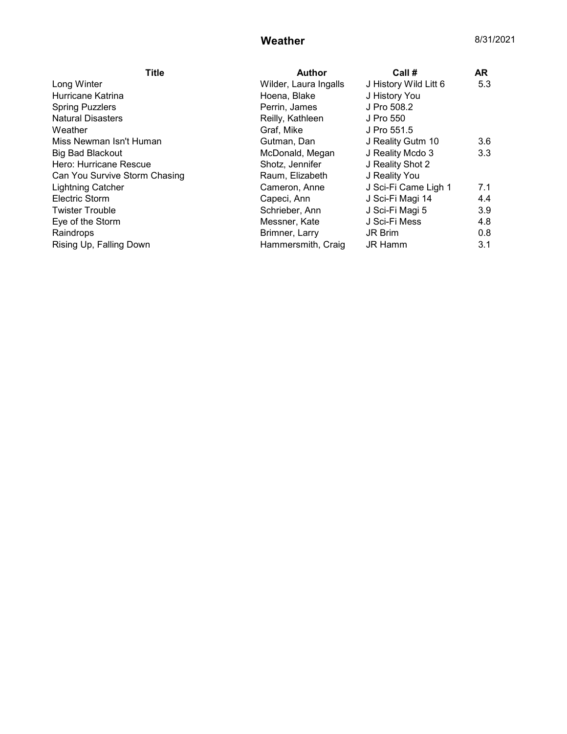# Weather

8/31/2021

| Title | Author | Call # | AR |
|---|---|---|---|
| Long Winter | Wilder, Laura Ingalls | J History Wild Litt 6 | 5.3 |
| Hurricane Katrina | Hoena, Blake | J History You | |
| Spring Puzzlers | Perrin, James | J Pro 508.2 | |
| Natural Disasters | Reilly, Kathleen | J Pro 550 | |
| Weather | Graf, Mike | J Pro 551.5 | |
| Miss Newman Isn't Human | Gutman, Dan | J Reality Gutm 10 | 3.6 |
| Big Bad Blackout | McDonald, Megan | J Reality Mcdo 3 | 3.3 |
| Hero: Hurricane Rescue | Shotz, Jennifer | J Reality Shot 2 | |
| Can You Survive Storm Chasing | Raum, Elizabeth | J Reality You | |
| Lightning Catcher | Cameron, Anne | J Sci-Fi Came Ligh 1 | 7.1 |
| Electric Storm | Capeci, Ann | J Sci-Fi Magi 14 | 4.4 |
| Twister Trouble | Schrieber, Ann | J Sci-Fi Magi 5 | 3.9 |
| Eye of the Storm | Messner, Kate | J Sci-Fi Mess | 4.8 |
| Raindrops | Brimner, Larry | JR Brim | 0.8 |
| Rising Up, Falling Down | Hammersmith, Craig | JR Hamm | 3.1 |